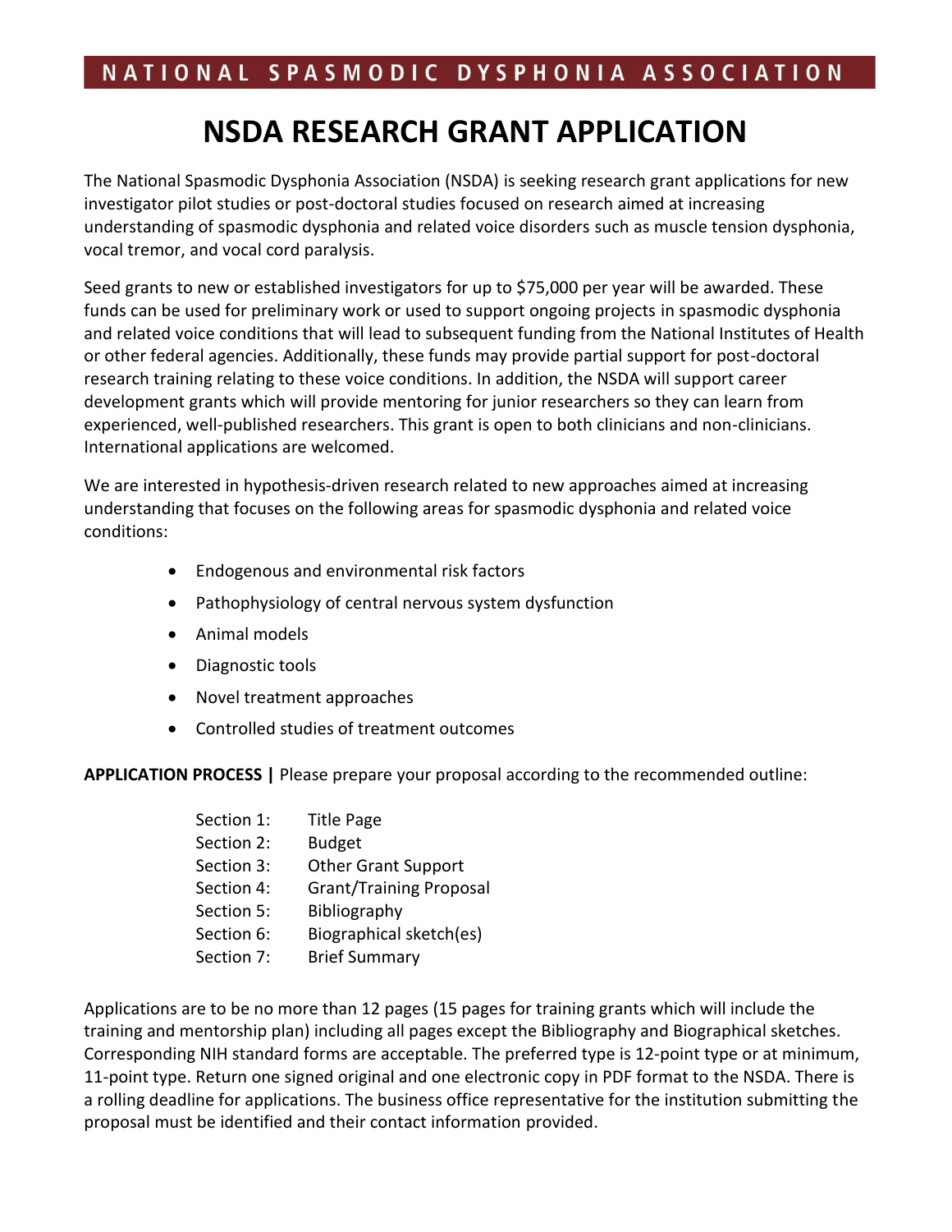NATIONAL SPASMODIC DYSPHONIA ASSOCIATION

# NSDA RESEARCH GRANT APPLICATION

The National Spasmodic Dysphonia Association (NSDA) is seeking research grant applications for new investigator pilot studies or post-doctoral studies focused on research aimed at increasing understanding of spasmodic dysphonia and related voice disorders such as muscle tension dysphonia, vocal tremor, and vocal cord paralysis.

Seed grants to new or established investigators for up to $75,000 per year will be awarded. These funds can be used for preliminary work or used to support ongoing projects in spasmodic dysphonia and related voice conditions that will lead to subsequent funding from the National Institutes of Health or other federal agencies. Additionally, these funds may provide partial support for post-doctoral research training relating to these voice conditions. In addition, the NSDA will support career development grants which will provide mentoring for junior researchers so they can learn from experienced, well-published researchers. This grant is open to both clinicians and non-clinicians. International applications are welcomed.

We are interested in hypothesis-driven research related to new approaches aimed at increasing understanding that focuses on the following areas for spasmodic dysphonia and related voice conditions:

- Endogenous and environmental risk factors
- Pathophysiology of central nervous system dysfunction
- Animal models
- Diagnostic tools
- Novel treatment approaches
- Controlled studies of treatment outcomes

**APPLICATION PROCESS |** Please prepare your proposal according to the recommended outline:

Section 1: Title Page
Section 2: Budget
Section 3: Other Grant Support
Section 4: Grant/Training Proposal
Section 5: Bibliography
Section 6: Biographical sketch(es)
Section 7: Brief Summary

Applications are to be no more than 12 pages (15 pages for training grants which will include the training and mentorship plan) including all pages except the Bibliography and Biographical sketches. Corresponding NIH standard forms are acceptable. The preferred type is 12-point type or at minimum, 11-point type. Return one signed original and one electronic copy in PDF format to the NSDA. There is a rolling deadline for applications. The business office representative for the institution submitting the proposal must be identified and their contact information provided.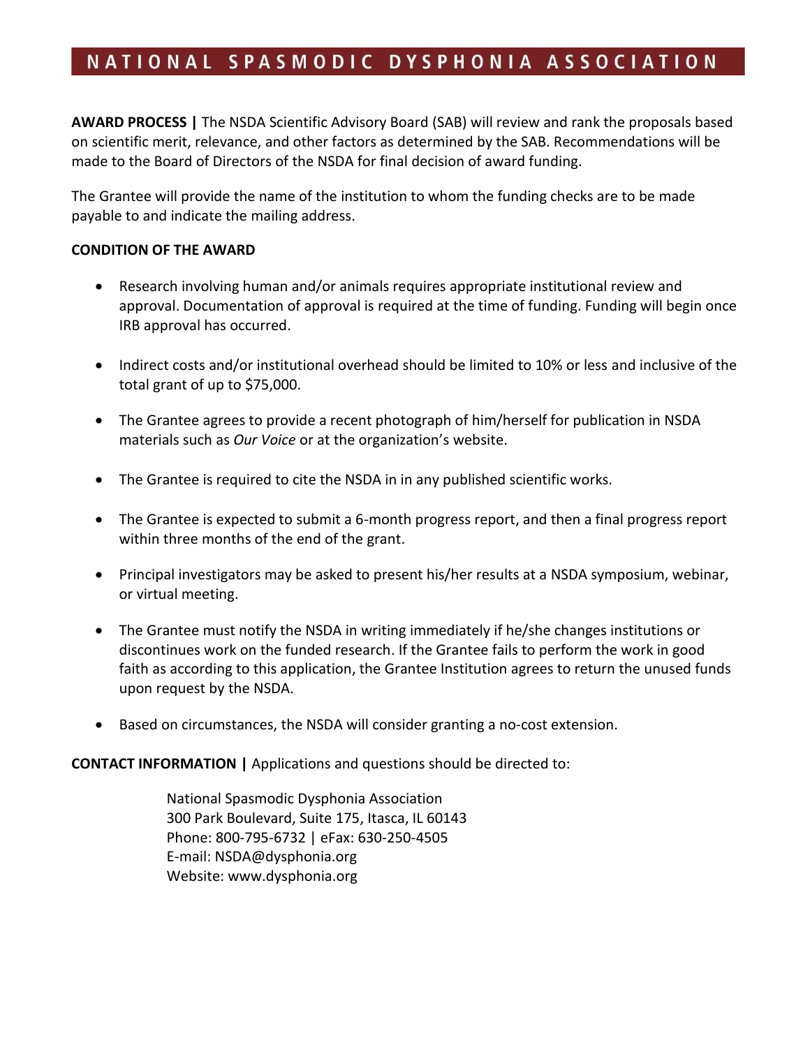**AWARD PROCESS |** The NSDA Scientific Advisory Board (SAB) will review and rank the proposals based on scientific merit, relevance, and other factors as determined by the SAB. Recommendations will be made to the Board of Directors of the NSDA for final decision of award funding.

The Grantee will provide the name of the institution to whom the funding checks are to be made payable to and indicate the mailing address.

**CONDITION OF THE AWARD**

- Research involving human and/or animals requires appropriate institutional review and approval. Documentation of approval is required at the time of funding. Funding will begin once IRB approval has occurred.
- Indirect costs and/or institutional overhead should be limited to 10% or less and inclusive of the total grant of up to $75,000.
- The Grantee agrees to provide a recent photograph of him/herself for publication in NSDA materials such as *Our Voice* or at the organization's website.
- The Grantee is required to cite the NSDA in in any published scientific works.
- The Grantee is expected to submit a 6-month progress report, and then a final progress report within three months of the end of the grant.
- Principal investigators may be asked to present his/her results at a NSDA symposium, webinar, or virtual meeting.
- The Grantee must notify the NSDA in writing immediately if he/she changes institutions or discontinues work on the funded research. If the Grantee fails to perform the work in good faith as according to this application, the Grantee Institution agrees to return the unused funds upon request by the NSDA.
- Based on circumstances, the NSDA will consider granting a no-cost extension.

**CONTACT INFORMATION |** Applications and questions should be directed to:

National Spasmodic Dysphonia Association
300 Park Boulevard, Suite 175, Itasca, IL 60143
Phone: 800-795-6732 | eFax: 630-250-4505
E-mail: NSDA@dysphonia.org
Website: www.dysphonia.org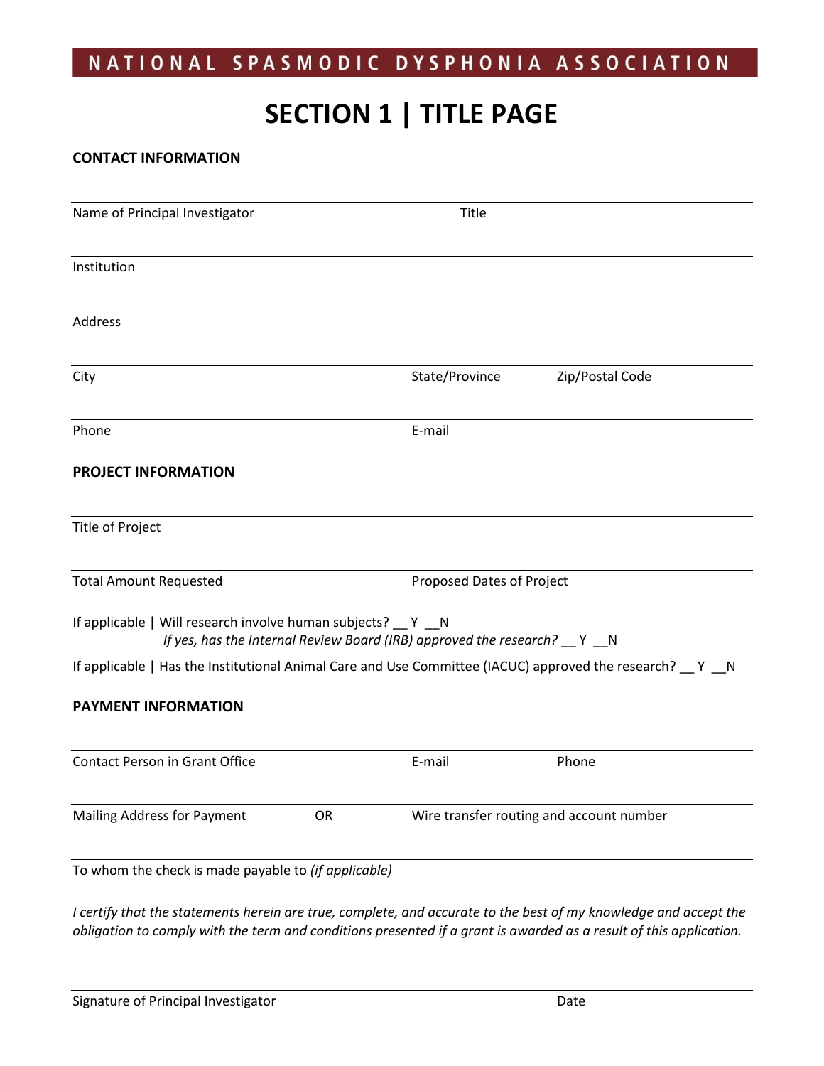NATIONAL SPASMODIC DYSPHONIA ASSOCIATION

# SECTION 1 | TITLE PAGE

**CONTACT INFORMATION**

Name of Principal Investigator                    Title

Institution

Address

City                    State/Province                    Zip/Postal Code

Phone                    E-mail

**PROJECT INFORMATION**

Title of Project

Total Amount Requested                    Proposed Dates of Project

If applicable | Will research involve human subjects? __ Y __N

*If yes, has the Internal Review Board (IRB) approved the research?* __ Y __N

If applicable | Has the Institutional Animal Care and Use Committee (IACUC) approved the research? __ Y __N

**PAYMENT INFORMATION**

Contact Person in Grant Office                    E-mail                    Phone

Mailing Address for Payment          OR          Wire transfer routing and account number

To whom the check is made payable to *(if applicable)*

*I certify that the statements herein are true, complete, and accurate to the best of my knowledge and accept the obligation to comply with the term and conditions presented if a grant is awarded as a result of this application.*

Signature of Principal Investigator                    Date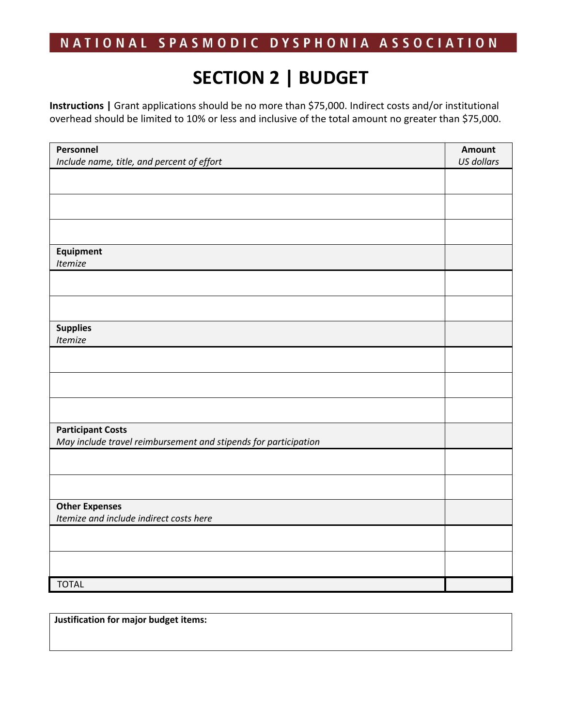# SECTION 2 | BUDGET

**Instructions |** Grant applications should be no more than $75,000. Indirect costs and/or institutional overhead should be limited to 10% or less and inclusive of the total amount no greater than $75,000.

| **Personnel** *Include name, title, and percent of effort* | **Amount** *US dollars* |
|---|---|
| | |
| | |
| | |
| **Equipment** *Itemize* | |
| | |
| | |
| **Supplies** *Itemize* | |
| | |
| | |
| | |
| **Participant Costs** *May include travel reimbursement and stipends for participation* | |
| | |
| | |
| **Other Expenses** *Itemize and include indirect costs here* | |
| | |
| | |
| TOTAL | |

**Justification for major budget items:**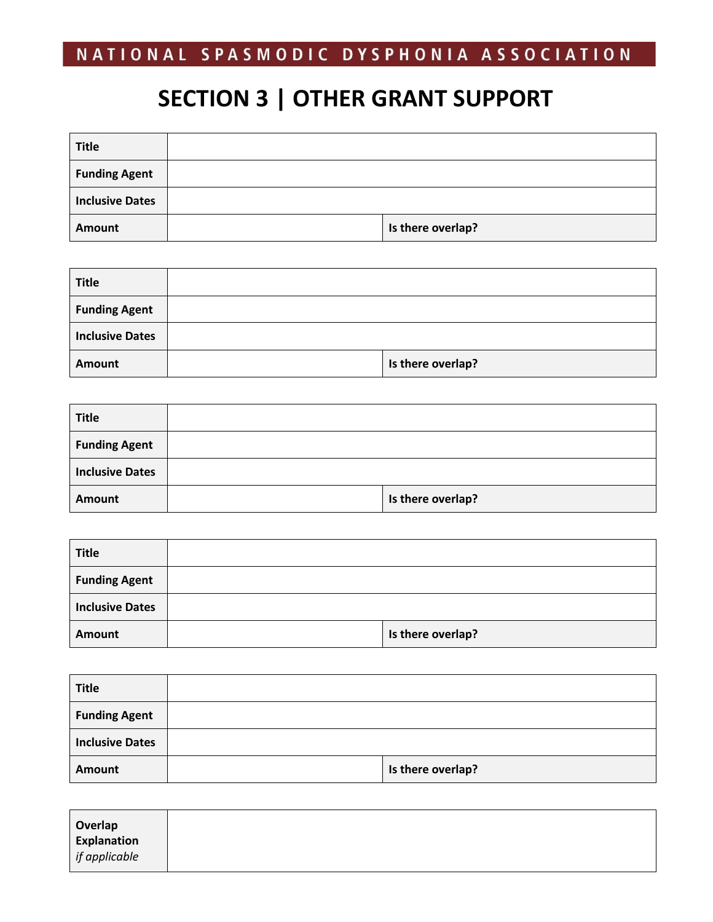NATIONAL SPASMODIC DYSPHONIA ASSOCIATION

# SECTION 3 | OTHER GRANT SUPPORT

| **Title** | | | |
|---|---|---|---|
| **Funding Agent** | | | |
| **Inclusive Dates** | | | |
| **Amount** | | **Is there overlap?** | |

| **Title** | | | |
|---|---|---|---|
| **Funding Agent** | | | |
| **Inclusive Dates** | | | |
| **Amount** | | **Is there overlap?** | |

| **Title** | | | |
|---|---|---|---|
| **Funding Agent** | | | |
| **Inclusive Dates** | | | |
| **Amount** | | **Is there overlap?** | |

| **Title** | | | |
|---|---|---|---|
| **Funding Agent** | | | |
| **Inclusive Dates** | | | |
| **Amount** | | **Is there overlap?** | |

| **Title** | | | |
|---|---|---|---|
| **Funding Agent** | | | |
| **Inclusive Dates** | | | |
| **Amount** | | **Is there overlap?** | |

| **Overlap Explanation** *if applicable* | |
|---|---|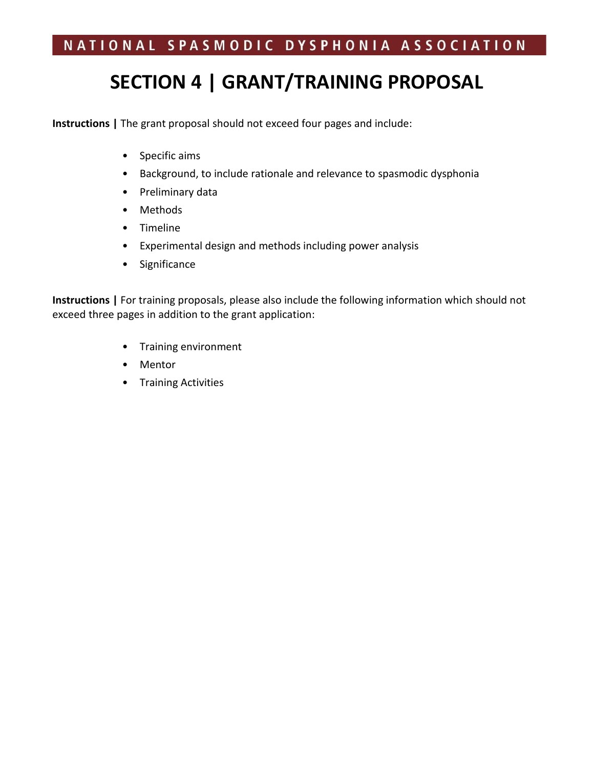# SECTION 4 | GRANT/TRAINING PROPOSAL

**Instructions |** The grant proposal should not exceed four pages and include:

- Specific aims
- Background, to include rationale and relevance to spasmodic dysphonia
- Preliminary data
- Methods
- Timeline
- Experimental design and methods including power analysis
- Significance

**Instructions |** For training proposals, please also include the following information which should not exceed three pages in addition to the grant application:

- Training environment
- Mentor
- Training Activities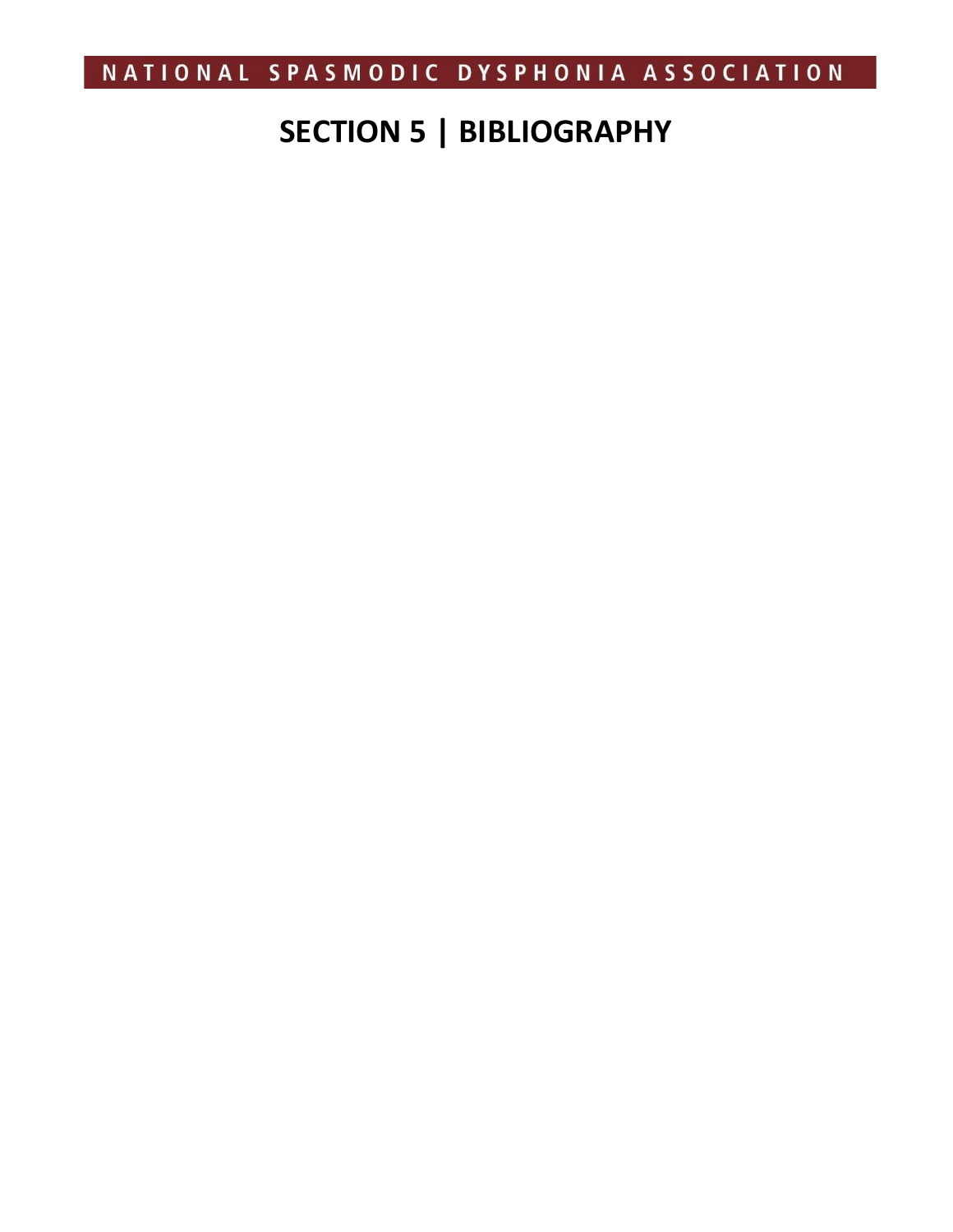# SECTION 5 | BIBLIOGRAPHY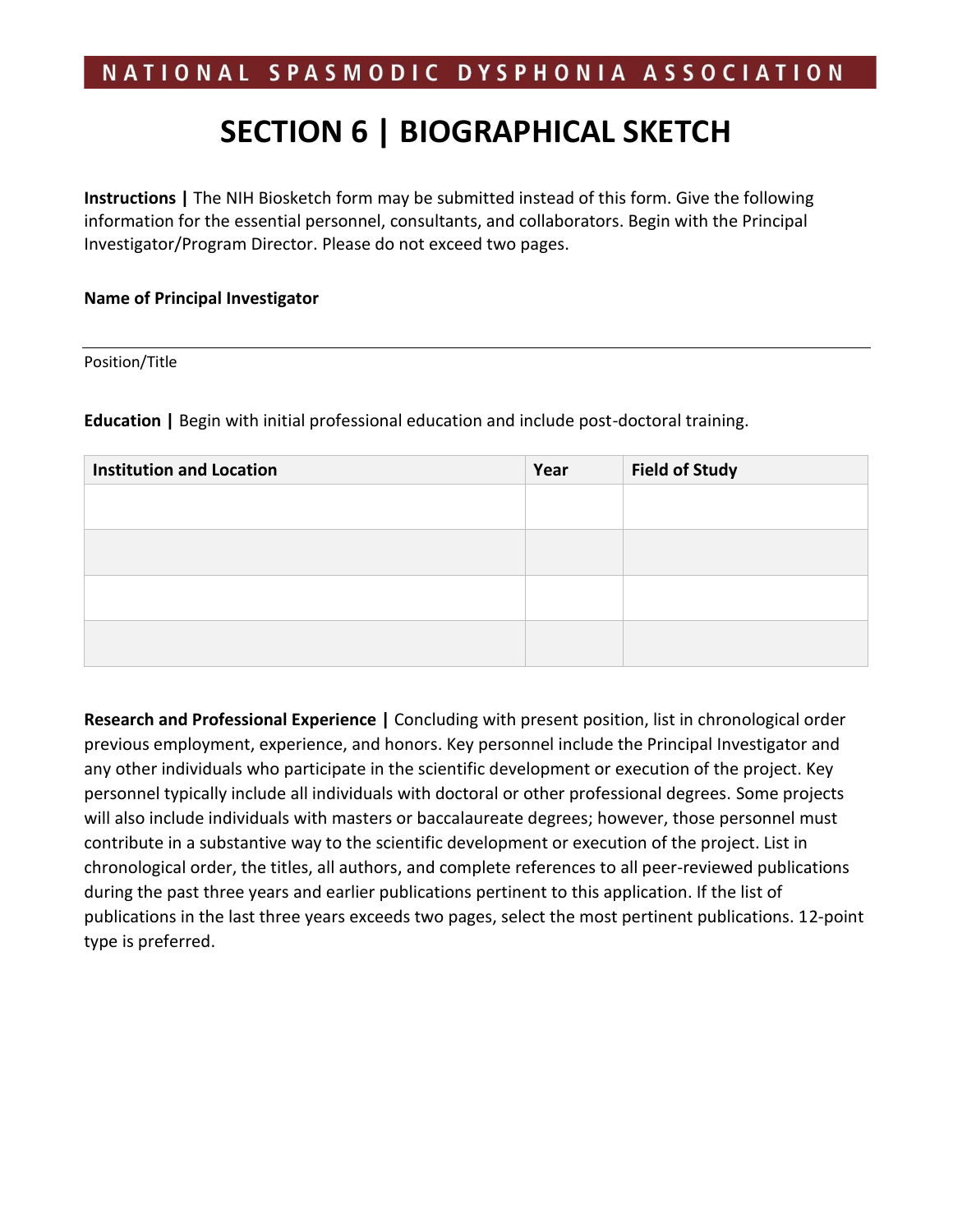# SECTION 6 | BIOGRAPHICAL SKETCH

**Instructions |** The NIH Biosketch form may be submitted instead of this form. Give the following information for the essential personnel, consultants, and collaborators. Begin with the Principal Investigator/Program Director. Please do not exceed two pages.

**Name of Principal Investigator**

---

Position/Title

**Education |** Begin with initial professional education and include post-doctoral training.

| Institution and Location | Year | Field of Study |
|---|---|---|
| | | |
| | | |
| | | |
| | | |

**Research and Professional Experience |** Concluding with present position, list in chronological order previous employment, experience, and honors. Key personnel include the Principal Investigator and any other individuals who participate in the scientific development or execution of the project. Key personnel typically include all individuals with doctoral or other professional degrees. Some projects will also include individuals with masters or baccalaureate degrees; however, those personnel must contribute in a substantive way to the scientific development or execution of the project. List in chronological order, the titles, all authors, and complete references to all peer-reviewed publications during the past three years and earlier publications pertinent to this application. If the list of publications in the last three years exceeds two pages, select the most pertinent publications. 12-point type is preferred.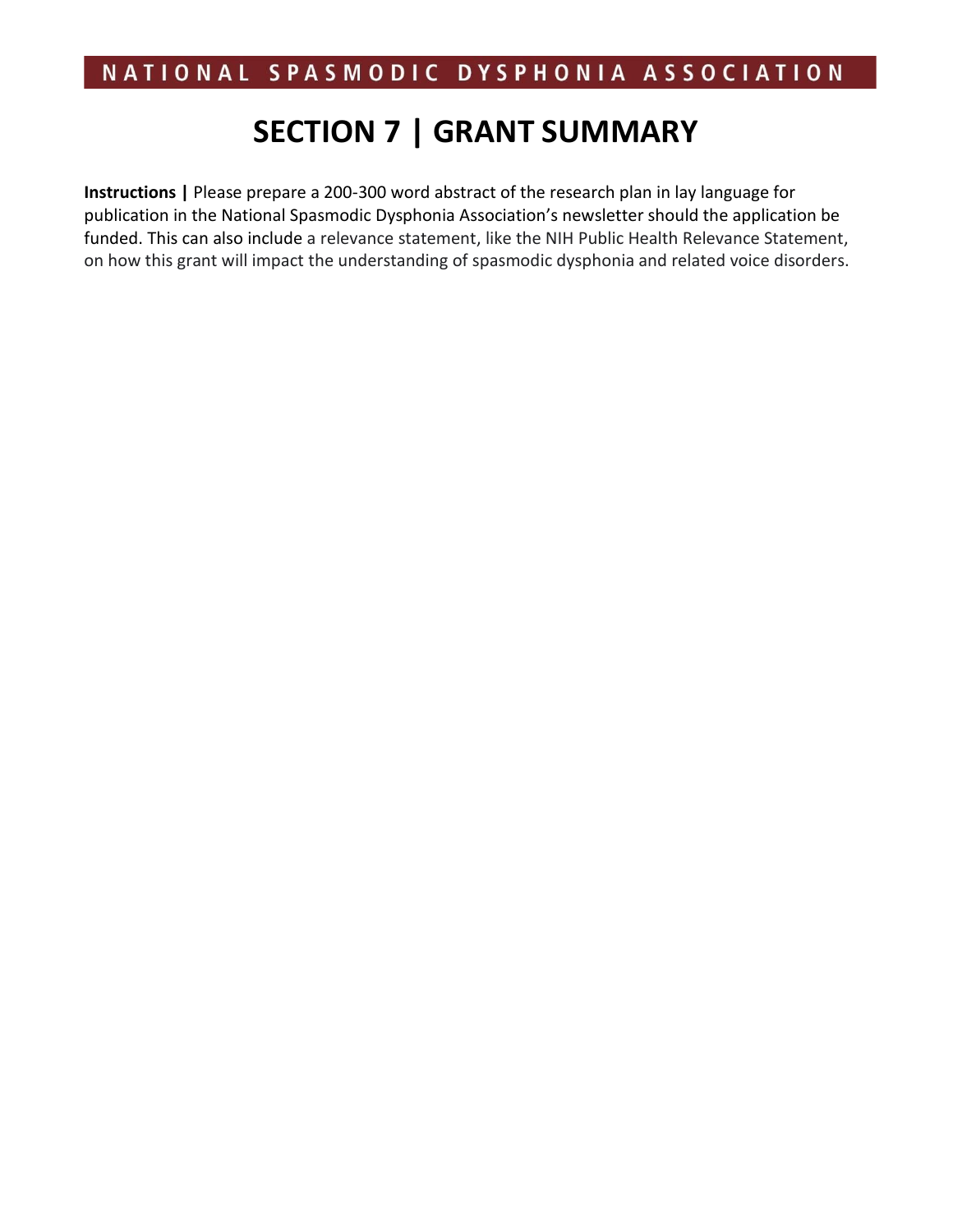# SECTION 7 | GRANT SUMMARY

**Instructions |** Please prepare a 200-300 word abstract of the research plan in lay language for publication in the National Spasmodic Dysphonia Association's newsletter should the application be funded. This can also include a relevance statement, like the NIH Public Health Relevance Statement, on how this grant will impact the understanding of spasmodic dysphonia and related voice disorders.